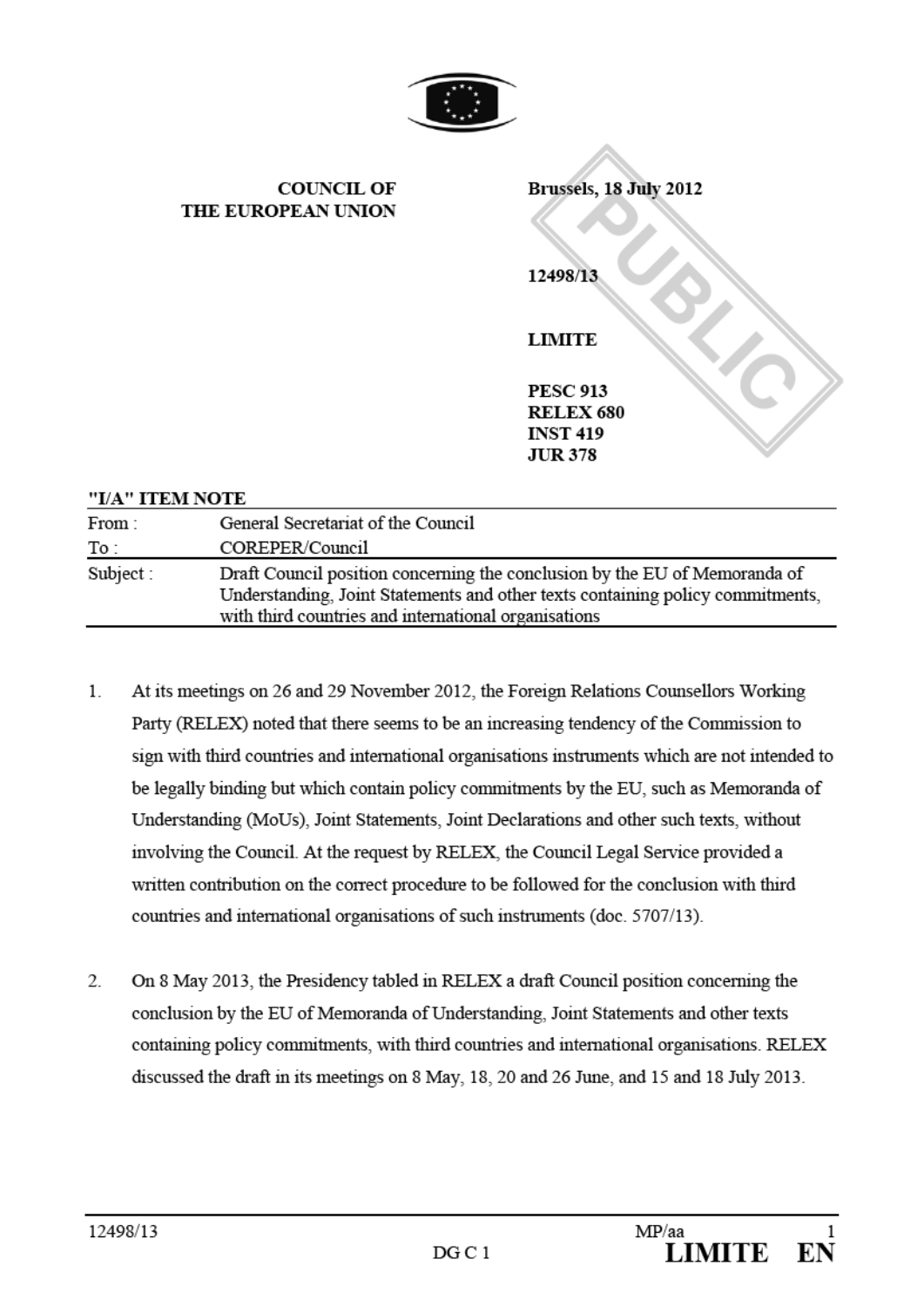**COUNCIL OF THE EUROPEAN UNION**

**Brussels, 18 July 2012**

**12498/13**

**LIMITE**

**PESC 913**
**RELEX 680**
**INST 419**
**JUR 378**

PUBLIC

**"I/A" ITEM NOTE**

| | |
|---|---|
| From : | General Secretariat of the Council |
| To : | COREPER/Council |
| Subject : | Draft Council position concerning the conclusion by the EU of Memoranda of Understanding, Joint Statements and other texts containing policy commitments, with third countries and international organisations |

1. At its meetings on 26 and 29 November 2012, the Foreign Relations Counsellors Working Party (RELEX) noted that there seems to be an increasing tendency of the Commission to sign with third countries and international organisations instruments which are not intended to be legally binding but which contain policy commitments by the EU, such as Memoranda of Understanding (MoUs), Joint Statements, Joint Declarations and other such texts, without involving the Council. At the request by RELEX, the Council Legal Service provided a written contribution on the correct procedure to be followed for the conclusion with third countries and international organisations of such instruments (doc. 5707/13).

2. On 8 May 2013, the Presidency tabled in RELEX a draft Council position concerning the conclusion by the EU of Memoranda of Understanding, Joint Statements and other texts containing policy commitments, with third countries and international organisations. RELEX discussed the draft in its meetings on 8 May, 18, 20 and 26 June, and 15 and 18 July 2013.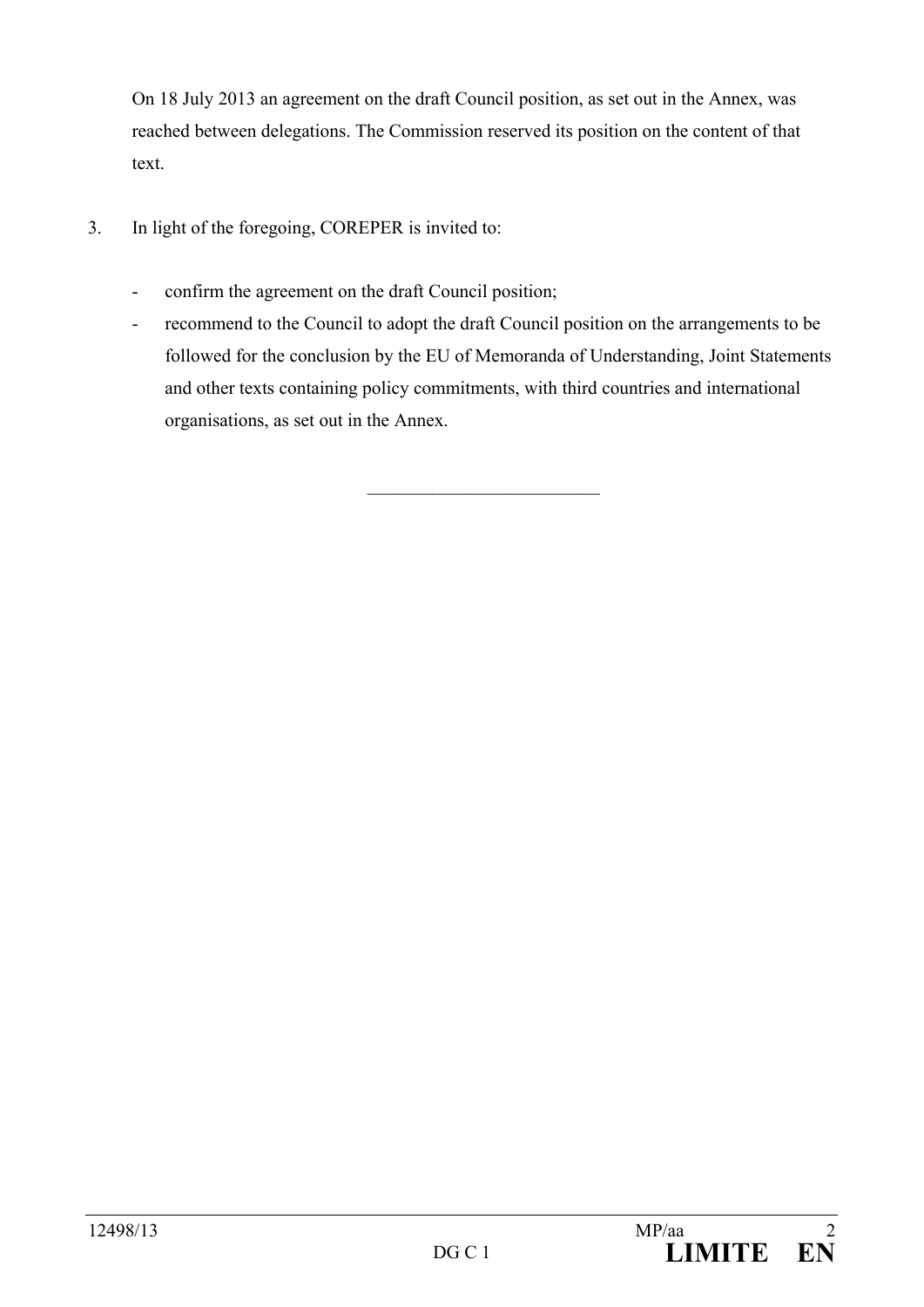On 18 July 2013 an agreement on the draft Council position, as set out in the Annex, was reached between delegations. The Commission reserved its position on the content of that text.

3. In light of the foregoing, COREPER is invited to:

   - confirm the agreement on the draft Council position;
   - recommend to the Council to adopt the draft Council position on the arrangements to be followed for the conclusion by the EU of Memoranda of Understanding, Joint Statements and other texts containing policy commitments, with third countries and international organisations, as set out in the Annex.

________________________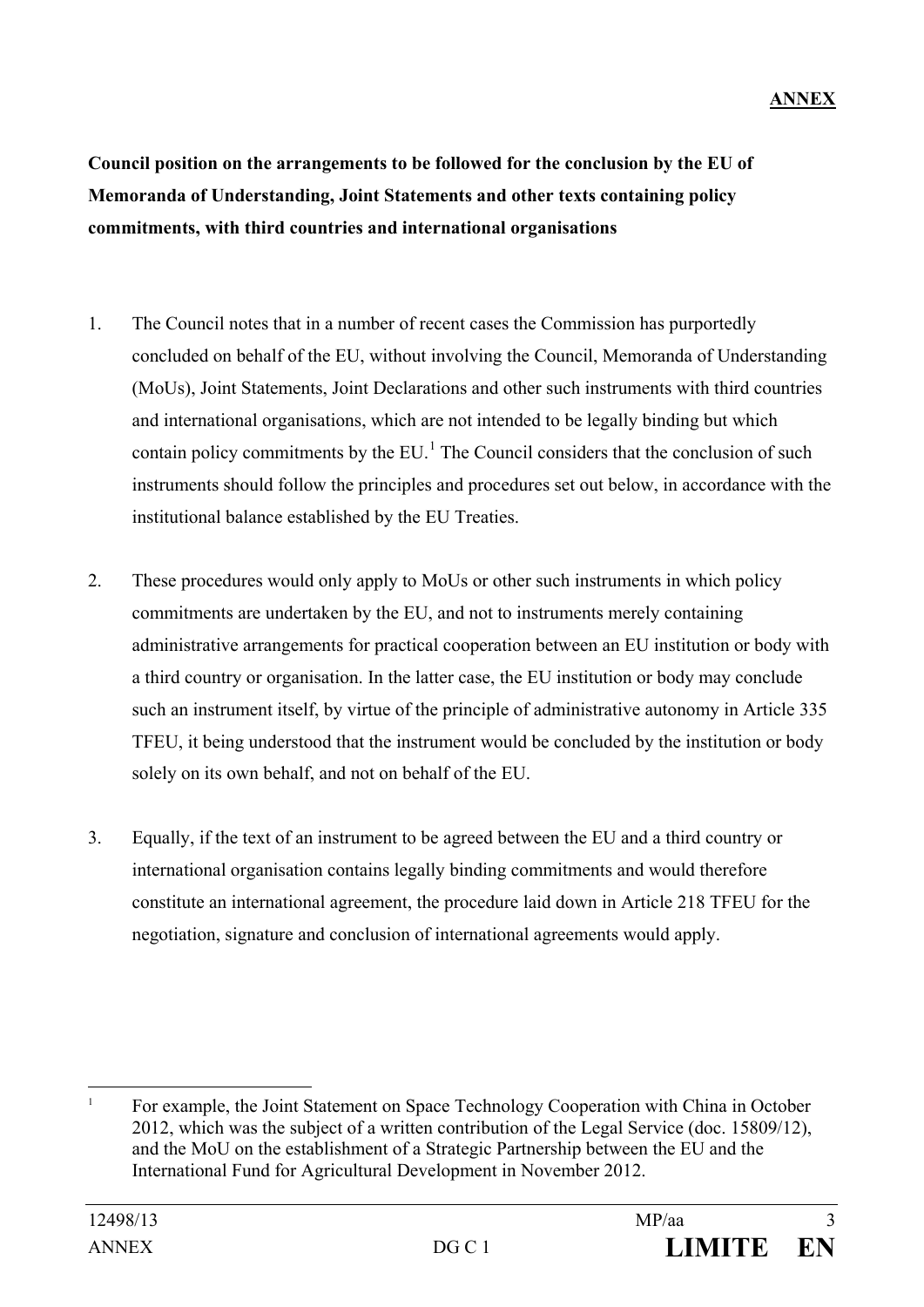**ANNEX**

**Council position on the arrangements to be followed for the conclusion by the EU of Memoranda of Understanding, Joint Statements and other texts containing policy commitments, with third countries and international organisations**

1. The Council notes that in a number of recent cases the Commission has purportedly concluded on behalf of the EU, without involving the Council, Memoranda of Understanding (MoUs), Joint Statements, Joint Declarations and other such instruments with third countries and international organisations, which are not intended to be legally binding but which contain policy commitments by the EU.[1] The Council considers that the conclusion of such instruments should follow the principles and procedures set out below, in accordance with the institutional balance established by the EU Treaties.

2. These procedures would only apply to MoUs or other such instruments in which policy commitments are undertaken by the EU, and not to instruments merely containing administrative arrangements for practical cooperation between an EU institution or body with a third country or organisation. In the latter case, the EU institution or body may conclude such an instrument itself, by virtue of the principle of administrative autonomy in Article 335 TFEU, it being understood that the instrument would be concluded by the institution or body solely on its own behalf, and not on behalf of the EU.

3. Equally, if the text of an instrument to be agreed between the EU and a third country or international organisation contains legally binding commitments and would therefore constitute an international agreement, the procedure laid down in Article 218 TFEU for the negotiation, signature and conclusion of international agreements would apply.

[1] For example, the Joint Statement on Space Technology Cooperation with China in October 2012, which was the subject of a written contribution of the Legal Service (doc. 15809/12), and the MoU on the establishment of a Strategic Partnership between the EU and the International Fund for Agricultural Development in November 2012.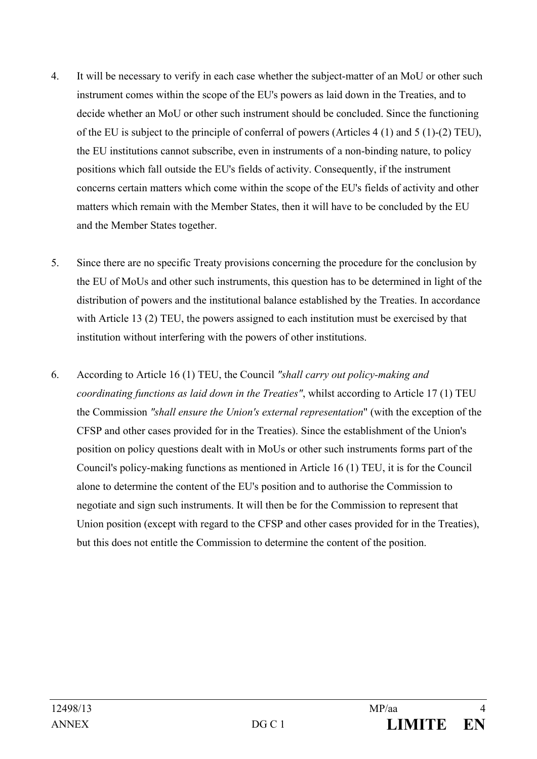4. It will be necessary to verify in each case whether the subject-matter of an MoU or other such instrument comes within the scope of the EU's powers as laid down in the Treaties, and to decide whether an MoU or other such instrument should be concluded. Since the functioning of the EU is subject to the principle of conferral of powers (Articles 4 (1) and 5 (1)-(2) TEU), the EU institutions cannot subscribe, even in instruments of a non-binding nature, to policy positions which fall outside the EU's fields of activity. Consequently, if the instrument concerns certain matters which come within the scope of the EU's fields of activity and other matters which remain with the Member States, then it will have to be concluded by the EU and the Member States together.

5. Since there are no specific Treaty provisions concerning the procedure for the conclusion by the EU of MoUs and other such instruments, this question has to be determined in light of the distribution of powers and the institutional balance established by the Treaties. In accordance with Article 13 (2) TEU, the powers assigned to each institution must be exercised by that institution without interfering with the powers of other institutions.

6. According to Article 16 (1) TEU, the Council *"shall carry out policy-making and coordinating functions as laid down in the Treaties"*, whilst according to Article 17 (1) TEU the Commission *"shall ensure the Union's external representation*" (with the exception of the CFSP and other cases provided for in the Treaties). Since the establishment of the Union's position on policy questions dealt with in MoUs or other such instruments forms part of the Council's policy-making functions as mentioned in Article 16 (1) TEU, it is for the Council alone to determine the content of the EU's position and to authorise the Commission to negotiate and sign such instruments. It will then be for the Commission to represent that Union position (except with regard to the CFSP and other cases provided for in the Treaties), but this does not entitle the Commission to determine the content of the position.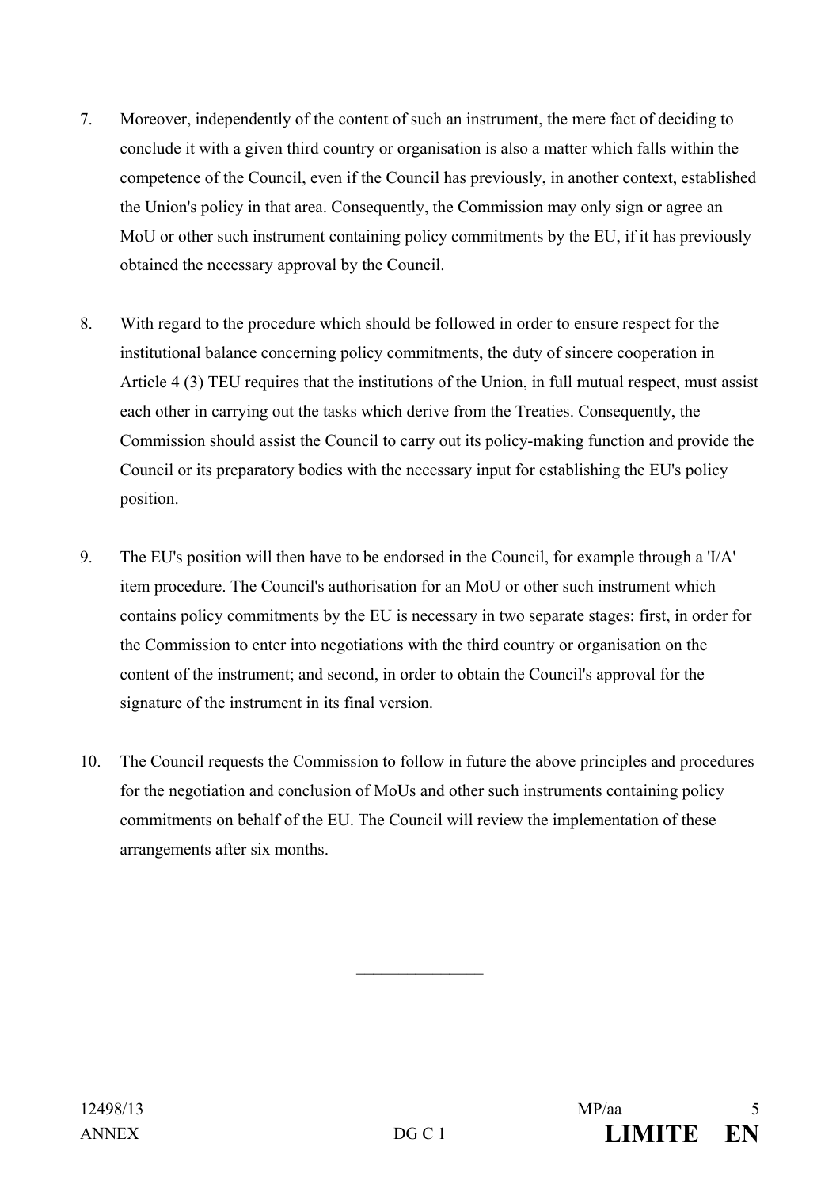7. Moreover, independently of the content of such an instrument, the mere fact of deciding to conclude it with a given third country or organisation is also a matter which falls within the competence of the Council, even if the Council has previously, in another context, established the Union's policy in that area. Consequently, the Commission may only sign or agree an MoU or other such instrument containing policy commitments by the EU, if it has previously obtained the necessary approval by the Council.

8. With regard to the procedure which should be followed in order to ensure respect for the institutional balance concerning policy commitments, the duty of sincere cooperation in Article 4 (3) TEU requires that the institutions of the Union, in full mutual respect, must assist each other in carrying out the tasks which derive from the Treaties. Consequently, the Commission should assist the Council to carry out its policy-making function and provide the Council or its preparatory bodies with the necessary input for establishing the EU's policy position.

9. The EU's position will then have to be endorsed in the Council, for example through a 'I/A' item procedure. The Council's authorisation for an MoU or other such instrument which contains policy commitments by the EU is necessary in two separate stages: first, in order for the Commission to enter into negotiations with the third country or organisation on the content of the instrument; and second, in order to obtain the Council's approval for the signature of the instrument in its final version.

10. The Council requests the Commission to follow in future the above principles and procedures for the negotiation and conclusion of MoUs and other such instruments containing policy commitments on behalf of the EU. The Council will review the implementation of these arrangements after six months.

---